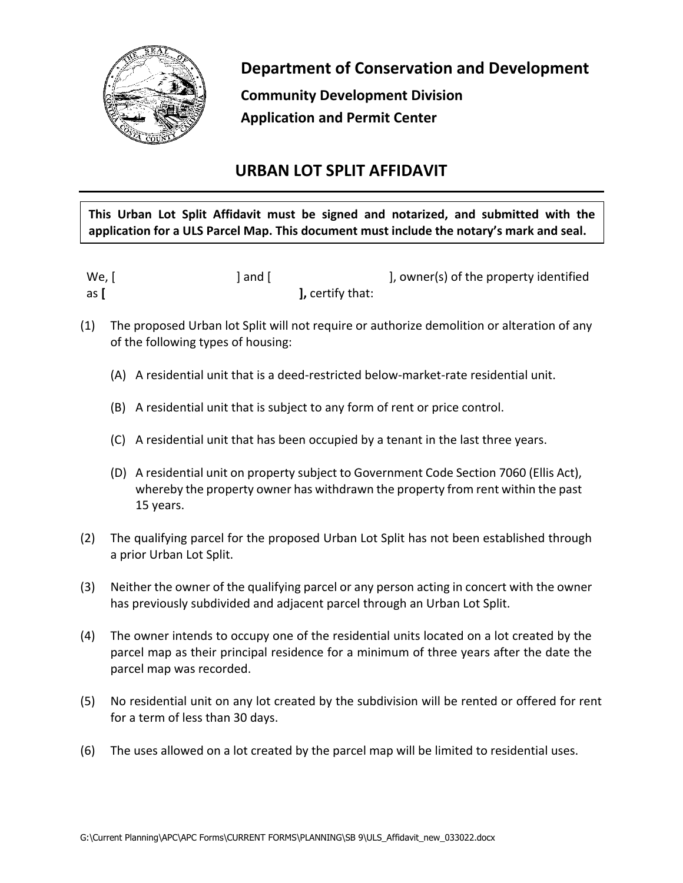# Department of Conservation and Development

## Community Development Division

## Application and Permit Center

# URBAN LOT SPLIT AFFIDAVIT

**This Urban Lot Split Affidavit must be signed and notarized, and submitted with the application for a ULS Parcel Map. This document must include the notary's mark and seal.**

We, [                         ] and [                         ], owner(s) of the property identified as **[                                        ],** certify that:

(1) The proposed Urban lot Split will not require or authorize demolition or alteration of any of the following types of housing:

   (A) A residential unit that is a deed-restricted below-market-rate residential unit.

   (B) A residential unit that is subject to any form of rent or price control.

   (C) A residential unit that has been occupied by a tenant in the last three years.

   (D) A residential unit on property subject to Government Code Section 7060 (Ellis Act), whereby the property owner has withdrawn the property from rent within the past 15 years.

(2) The qualifying parcel for the proposed Urban Lot Split has not been established through a prior Urban Lot Split.

(3) Neither the owner of the qualifying parcel or any person acting in concert with the owner has previously subdivided and adjacent parcel through an Urban Lot Split.

(4) The owner intends to occupy one of the residential units located on a lot created by the parcel map as their principal residence for a minimum of three years after the date the parcel map was recorded.

(5) No residential unit on any lot created by the subdivision will be rented or offered for rent for a term of less than 30 days.

(6) The uses allowed on a lot created by the parcel map will be limited to residential uses.

G:\Current Planning\APC\APC Forms\CURRENT FORMS\PLANNING\SB 9\ULS_Affidavit_new_033022.docx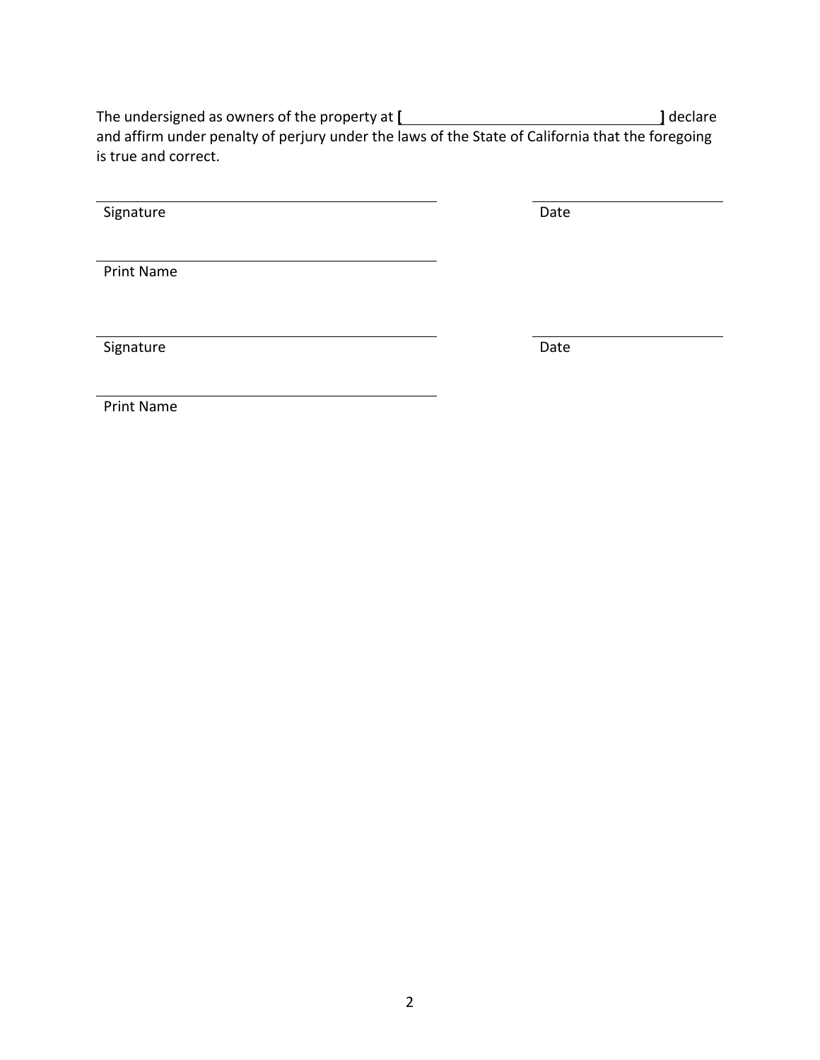The undersigned as owners of the property at **[ _________________________________ ]** declare and affirm under penalty of perjury under the laws of the State of California that the foregoing is true and correct.

\_\_\_\_\_\_\_\_\_\_\_\_\_\_\_\_\_\_\_\_\_\_\_\_\_\_\_\_\_\_\_\_\_\_\_\_\_\_ \_\_\_\_\_\_\_\_\_\_\_\_\_\_\_\_\_\_\_\_\_\_

Signature Date

\_\_\_\_\_\_\_\_\_\_\_\_\_\_\_\_\_\_\_\_\_\_\_\_\_\_\_\_\_\_\_\_\_\_\_\_\_\_

Print Name

\_\_\_\_\_\_\_\_\_\_\_\_\_\_\_\_\_\_\_\_\_\_\_\_\_\_\_\_\_\_\_\_\_\_\_\_\_\_ \_\_\_\_\_\_\_\_\_\_\_\_\_\_\_\_\_\_\_\_\_\_

Signature Date

\_\_\_\_\_\_\_\_\_\_\_\_\_\_\_\_\_\_\_\_\_\_\_\_\_\_\_\_\_\_\_\_\_\_\_\_\_\_

Print Name